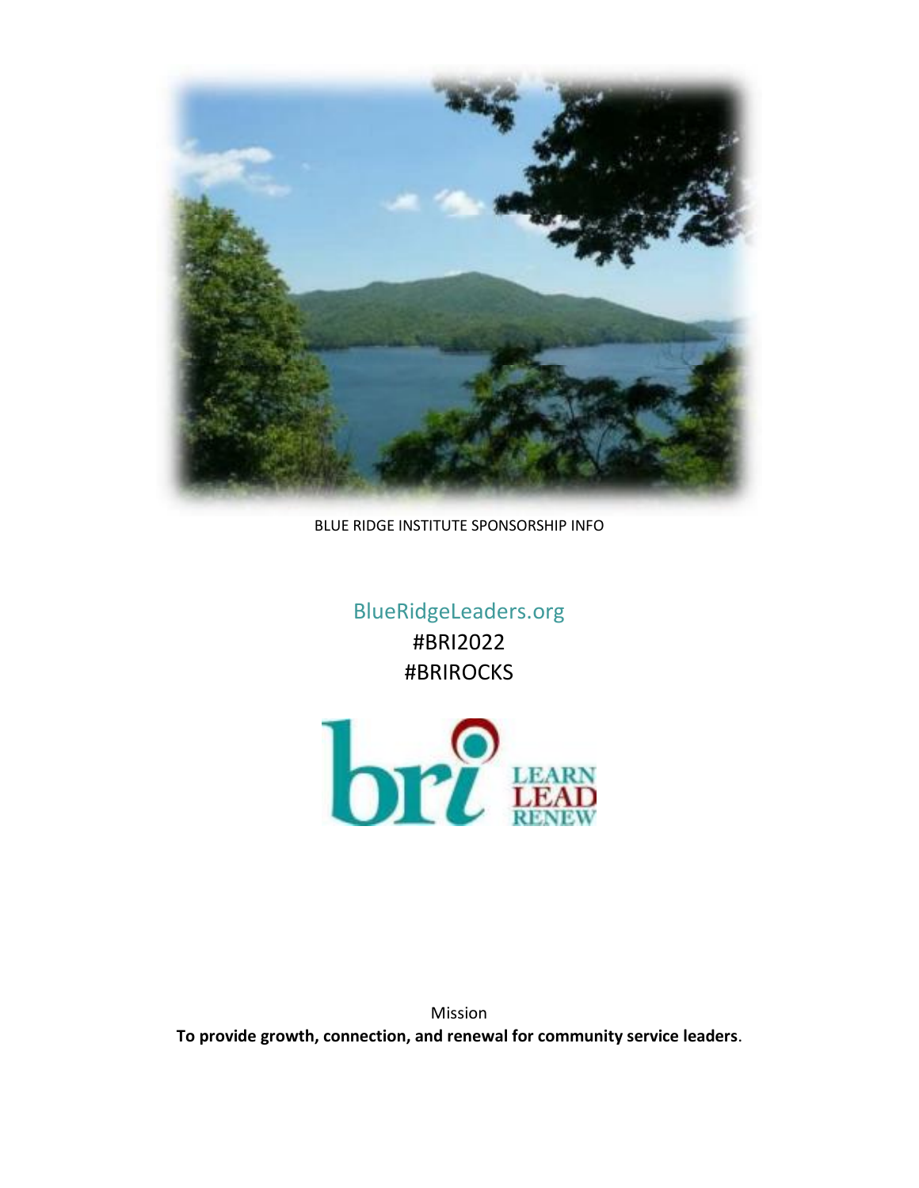BLUE RIDGE INSTITUTE SPONSORSHIP INFO

BlueRidgeLeaders.org

#BRI2022

#BRIROCKS

bri LEARN LEAD RENEW

Mission

**To provide growth, connection, and renewal for community service leaders**.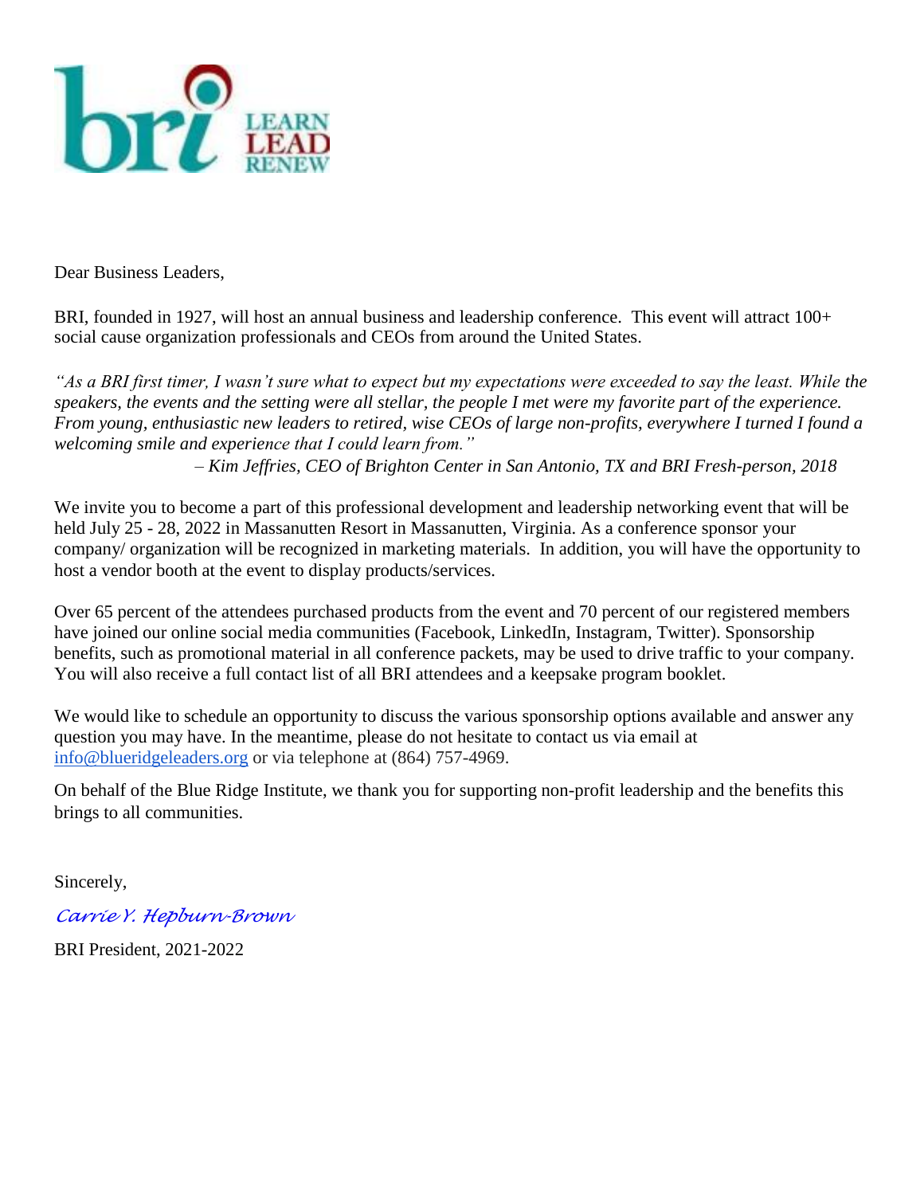bri LEARN LEAD RENEW

Dear Business Leaders,

BRI, founded in 1927, will host an annual business and leadership conference. This event will attract 100+ social cause organization professionals and CEOs from around the United States.

*"As a BRI first timer, I wasn't sure what to expect but my expectations were exceeded to say the least. While the speakers, the events and the setting were all stellar, the people I met were my favorite part of the experience. From young, enthusiastic new leaders to retired, wise CEOs of large non-profits, everywhere I turned I found a welcoming smile and experience that I could learn from."*

*– Kim Jeffries, CEO of Brighton Center in San Antonio, TX and BRI Fresh-person, 2018*

We invite you to become a part of this professional development and leadership networking event that will be held July 25 - 28, 2022 in Massanutten Resort in Massanutten, Virginia. As a conference sponsor your company/ organization will be recognized in marketing materials. In addition, you will have the opportunity to host a vendor booth at the event to display products/services.

Over 65 percent of the attendees purchased products from the event and 70 percent of our registered members have joined our online social media communities (Facebook, LinkedIn, Instagram, Twitter). Sponsorship benefits, such as promotional material in all conference packets, may be used to drive traffic to your company. You will also receive a full contact list of all BRI attendees and a keepsake program booklet.

We would like to schedule an opportunity to discuss the various sponsorship options available and answer any question you may have. In the meantime, please do not hesitate to contact us via email at info@blueridgeleaders.org or via telephone at (864) 757-4969.

On behalf of the Blue Ridge Institute, we thank you for supporting non-profit leadership and the benefits this brings to all communities.

Sincerely,

*Carrie Y. Hepburn-Brown*

BRI President, 2021-2022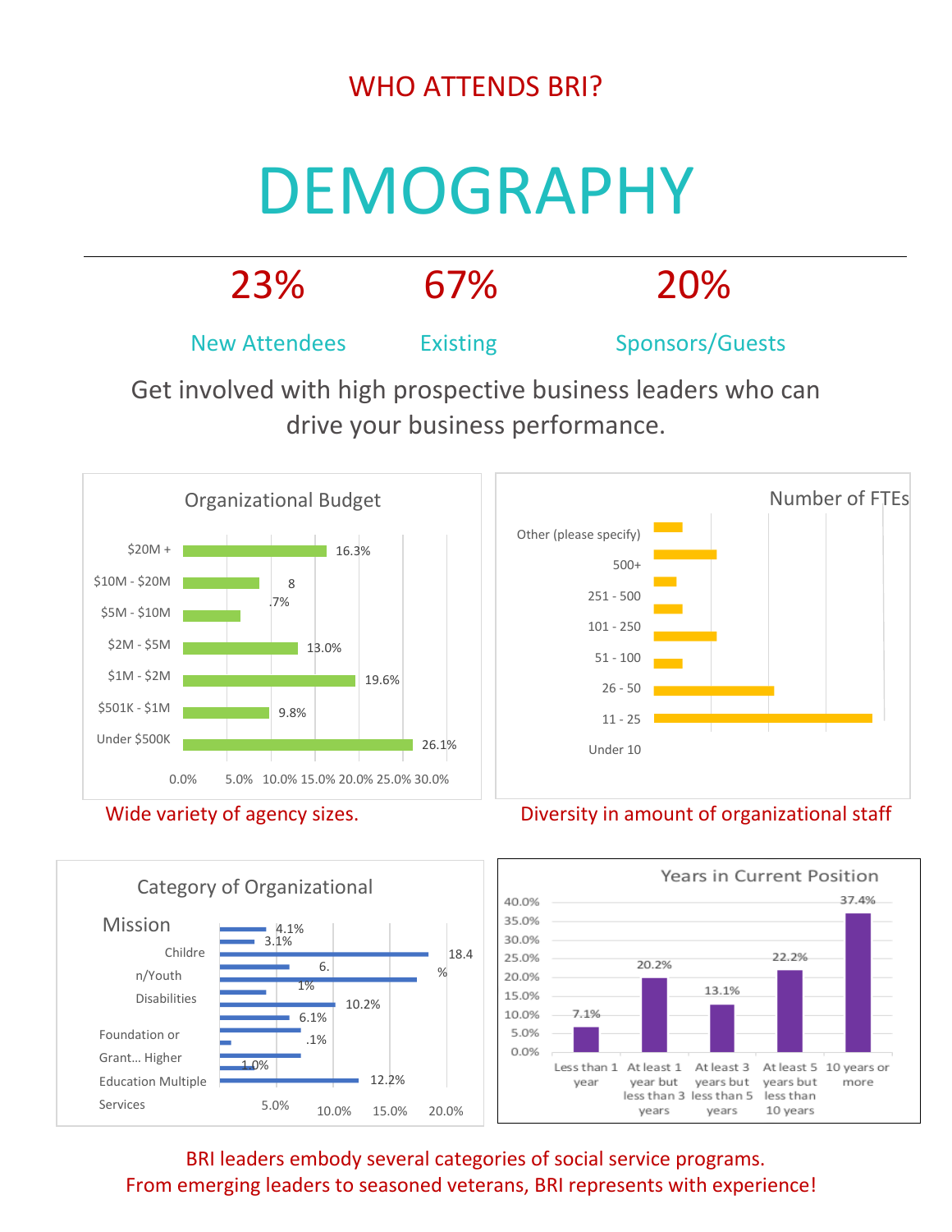WHO ATTENDS BRI?

# DEMOGRAPHY

| 23% | 67% | 20% |
|---|---|---|
| New Attendees | Existing | Sponsors/Guests |

Get involved with high prospective business leaders who can drive your business performance.

**Organizational Budget**

| Budget | Percent |
|---|---|
| $20M + | 16.3% |
| $10M - $20M | 8.7% |
| $5M - $10M | |
| $2M - $5M | 13.0% |
| $1M - $2M | 19.6% |
| $501K - $1M | 9.8% |
| Under $500K | 26.1% |

Wide variety of agency sizes.

**Number of FTEs**

Categories: Other (please specify), 500+, 251 - 500, 101 - 250, 51 - 100, 26 - 50, 11 - 25, Under 10

Diversity in amount of organizational staff

**Category of Organizational Mission**

Labels: Children/Youth, Disabilities, Foundation or Grant…, Higher Education, Multiple Services

Values: 4.1%, 3.1%, 18.4%, 6.1%, 10.2%, 6.1%, .1%, 1.0%, 12.2%

**Years in Current Position**

| Years | Percent |
|---|---|
| Less than 1 year | 7.1% |
| At least 1 year but less than 3 years | 20.2% |
| At least 3 years but less than 5 years | 13.1% |
| At least 5 years but less than 10 years | 22.2% |
| 10 years or more | 37.4% |

BRI leaders embody several categories of social service programs.
From emerging leaders to seasoned veterans, BRI represents with experience!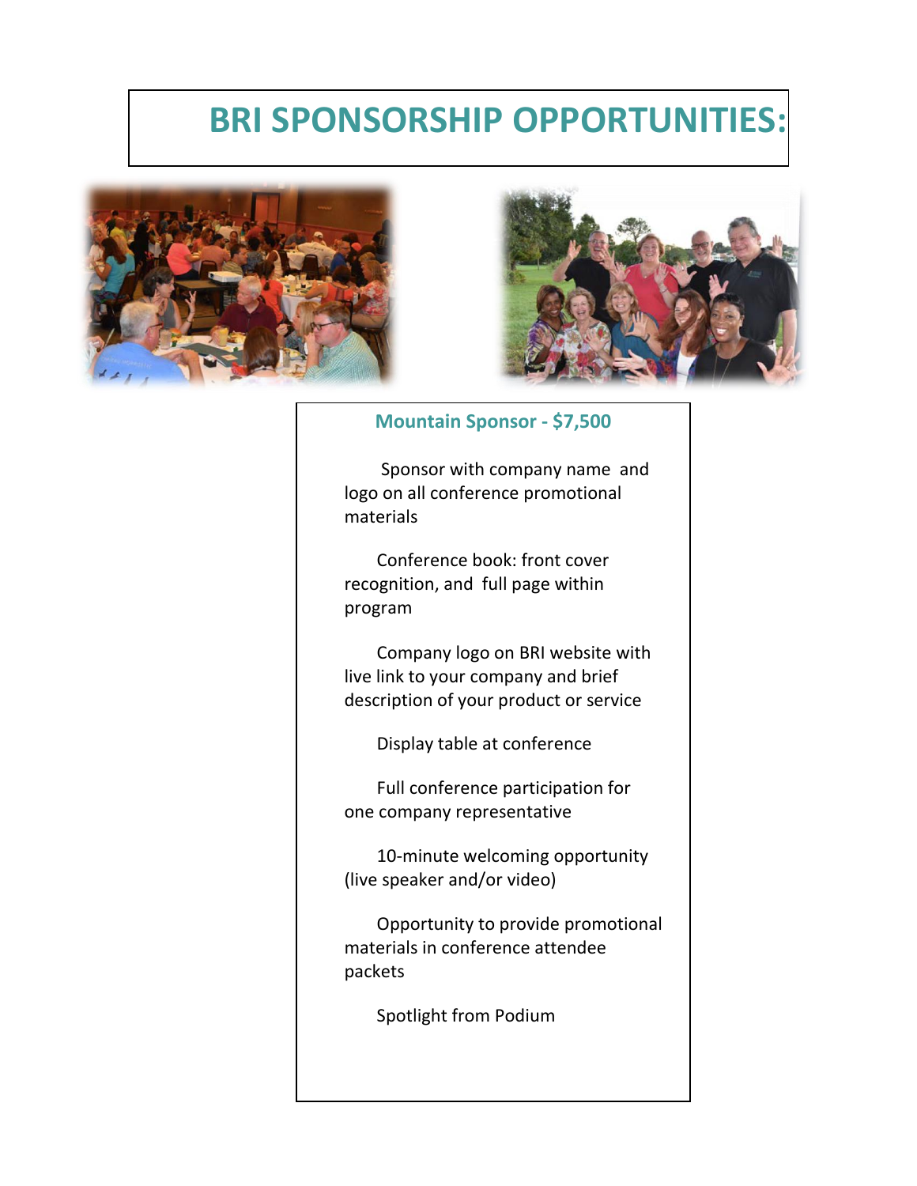# BRI SPONSORSHIP OPPORTUNITIES:

## Mountain Sponsor - $7,500

- Sponsor with company name and logo on all conference promotional materials
- Conference book: front cover recognition, and full page within program
- Company logo on BRI website with live link to your company and brief description of your product or service
- Display table at conference
- Full conference participation for one company representative
- 10-minute welcoming opportunity (live speaker and/or video)
- Opportunity to provide promotional materials in conference attendee packets
- Spotlight from Podium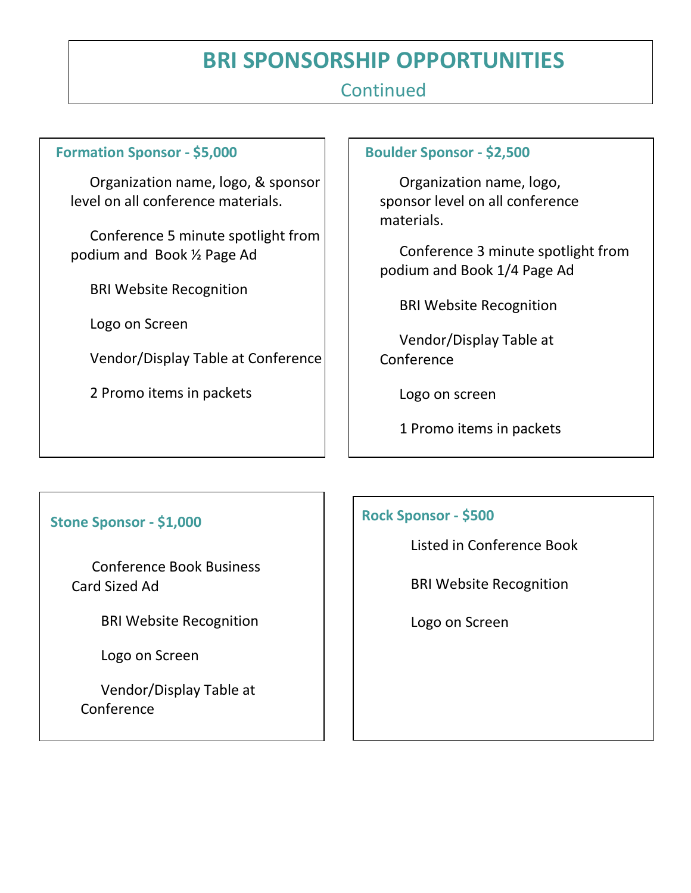# BRI SPONSORSHIP OPPORTUNITIES

Continued

### Formation Sponsor - $5,000

Organization name, logo, & sponsor level on all conference materials.

Conference 5 minute spotlight from podium and Book ½ Page Ad

BRI Website Recognition

Logo on Screen

Vendor/Display Table at Conference

2 Promo items in packets

### Boulder Sponsor - $2,500

Organization name, logo, sponsor level on all conference materials.

Conference 3 minute spotlight from podium and Book 1/4 Page Ad

BRI Website Recognition

Vendor/Display Table at Conference

Logo on screen

1 Promo items in packets

### Stone Sponsor - $1,000

Conference Book Business Card Sized Ad

BRI Website Recognition

Logo on Screen

Vendor/Display Table at Conference

### Rock Sponsor - $500

Listed in Conference Book

BRI Website Recognition

Logo on Screen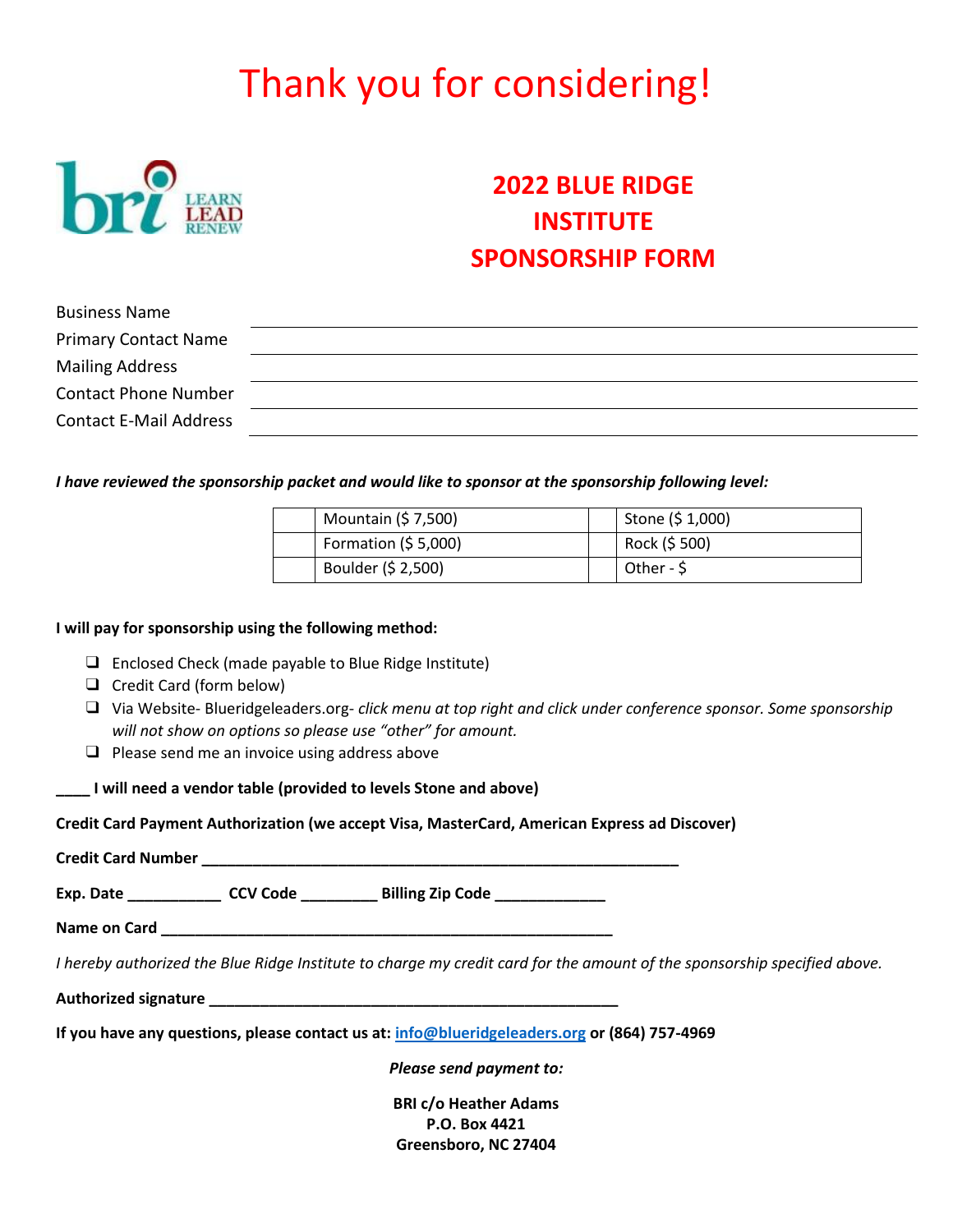# Thank you for considering!

## 2022 BLUE RIDGE INSTITUTE SPONSORSHIP FORM

Business Name ______________________________

Primary Contact Name ______________________________

Mailing Address ______________________________

Contact Phone Number ______________________________

Contact E-Mail Address ______________________________

***I have reviewed the sponsorship packet and would like to sponsor at the sponsorship following level:***

| | | | |
|---|---|---|---|
| | Mountain ($ 7,500) | | Stone ($ 1,000) |
| | Formation ($ 5,000) | | Rock ($ 500) |
| | Boulder ($ 2,500) | | Other - $ |

**I will pay for sponsorship using the following method:**

- ❑ Enclosed Check (made payable to Blue Ridge Institute)
- ❑ Credit Card (form below)
- ❑ Via Website- Blueridgeleaders.org- *click menu at top right and click under conference sponsor. Some sponsorship will not show on options so please use "other" for amount.*
- ❑ Please send me an invoice using address above

**____ I will need a vendor table (provided to levels Stone and above)**

**Credit Card Payment Authorization (we accept Visa, MasterCard, American Express ad Discover)**

**Credit Card Number ____________________________________________________________**

**Exp. Date ___________ CCV Code _________ Billing Zip Code _____________**

**Name on Card _________________________________________________________**

*I hereby authorized the Blue Ridge Institute to charge my credit card for the amount of the sponsorship specified above.*

**Authorized signature ___________________________________________________**

**If you have any questions, please contact us at: info@blueridgeleaders.org or (864) 757-4969**

***Please send payment to:***

**BRI c/o Heather Adams**
**P.O. Box 4421**
**Greensboro, NC 27404**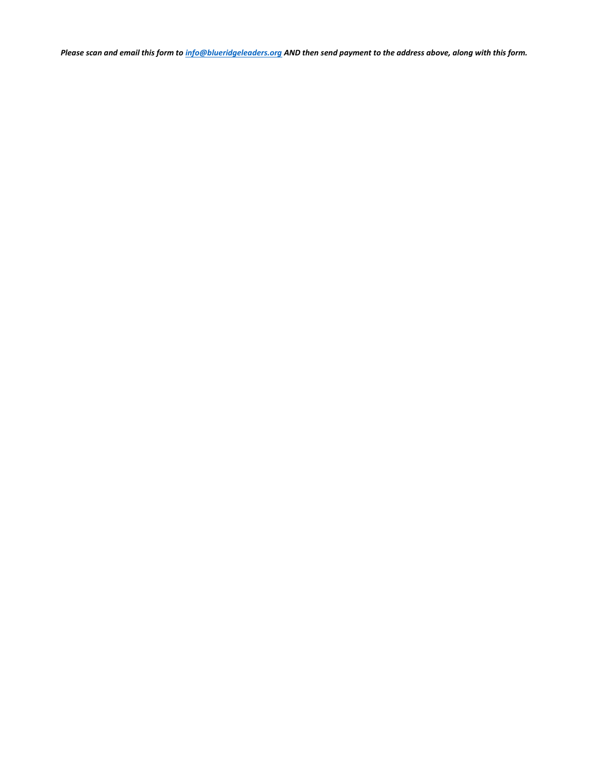***Please scan and email this form to [info@blueridgeleaders.org](mailto:info@blueridgeleaders.org) AND then send payment to the address above, along with this form.***